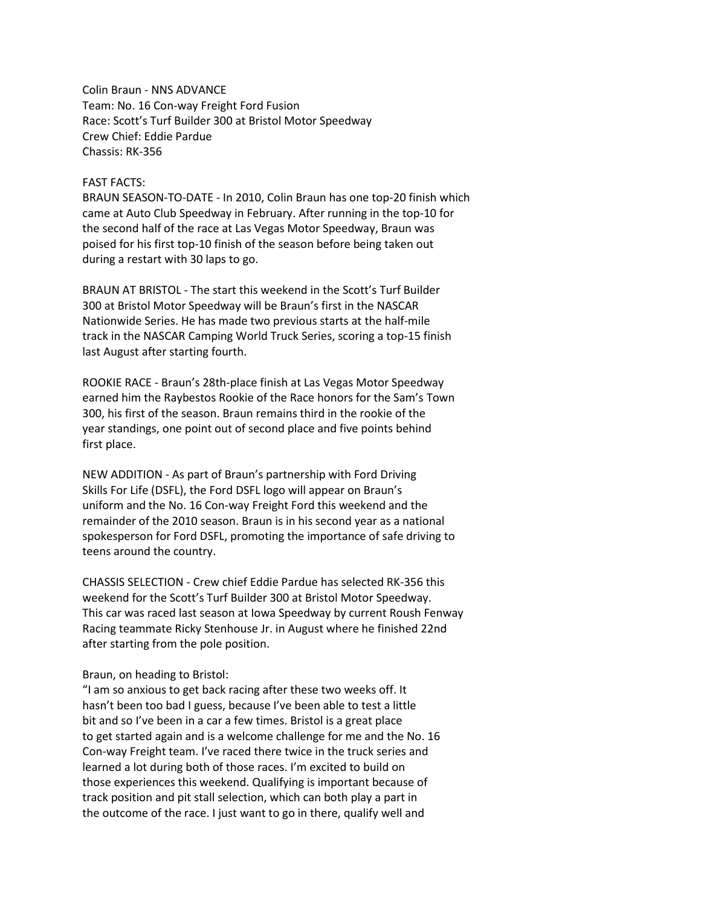Colin Braun - NNS ADVANCE
Team: No. 16 Con-way Freight Ford Fusion
Race: Scott's Turf Builder 300 at Bristol Motor Speedway
Crew Chief: Eddie Pardue
Chassis: RK-356

FAST FACTS:
BRAUN SEASON-TO-DATE - In 2010, Colin Braun has one top-20 finish which came at Auto Club Speedway in February. After running in the top-10 for the second half of the race at Las Vegas Motor Speedway, Braun was poised for his first top-10 finish of the season before being taken out during a restart with 30 laps to go.

BRAUN AT BRISTOL - The start this weekend in the Scott's Turf Builder 300 at Bristol Motor Speedway will be Braun's first in the NASCAR Nationwide Series. He has made two previous starts at the half-mile track in the NASCAR Camping World Truck Series, scoring a top-15 finish last August after starting fourth.

ROOKIE RACE - Braun's 28th-place finish at Las Vegas Motor Speedway earned him the Raybestos Rookie of the Race honors for the Sam's Town 300, his first of the season. Braun remains third in the rookie of the year standings, one point out of second place and five points behind first place.

NEW ADDITION - As part of Braun's partnership with Ford Driving Skills For Life (DSFL), the Ford DSFL logo will appear on Braun's uniform and the No. 16 Con-way Freight Ford this weekend and the remainder of the 2010 season. Braun is in his second year as a national spokesperson for Ford DSFL, promoting the importance of safe driving to teens around the country.

CHASSIS SELECTION - Crew chief Eddie Pardue has selected RK-356 this weekend for the Scott's Turf Builder 300 at Bristol Motor Speedway. This car was raced last season at Iowa Speedway by current Roush Fenway Racing teammate Ricky Stenhouse Jr. in August where he finished 22nd after starting from the pole position.

Braun, on heading to Bristol:
"I am so anxious to get back racing after these two weeks off. It hasn't been too bad I guess, because I've been able to test a little bit and so I've been in a car a few times. Bristol is a great place to get started again and is a welcome challenge for me and the No. 16 Con-way Freight team. I've raced there twice in the truck series and learned a lot during both of those races. I'm excited to build on those experiences this weekend. Qualifying is important because of track position and pit stall selection, which can both play a part in the outcome of the race. I just want to go in there, qualify well and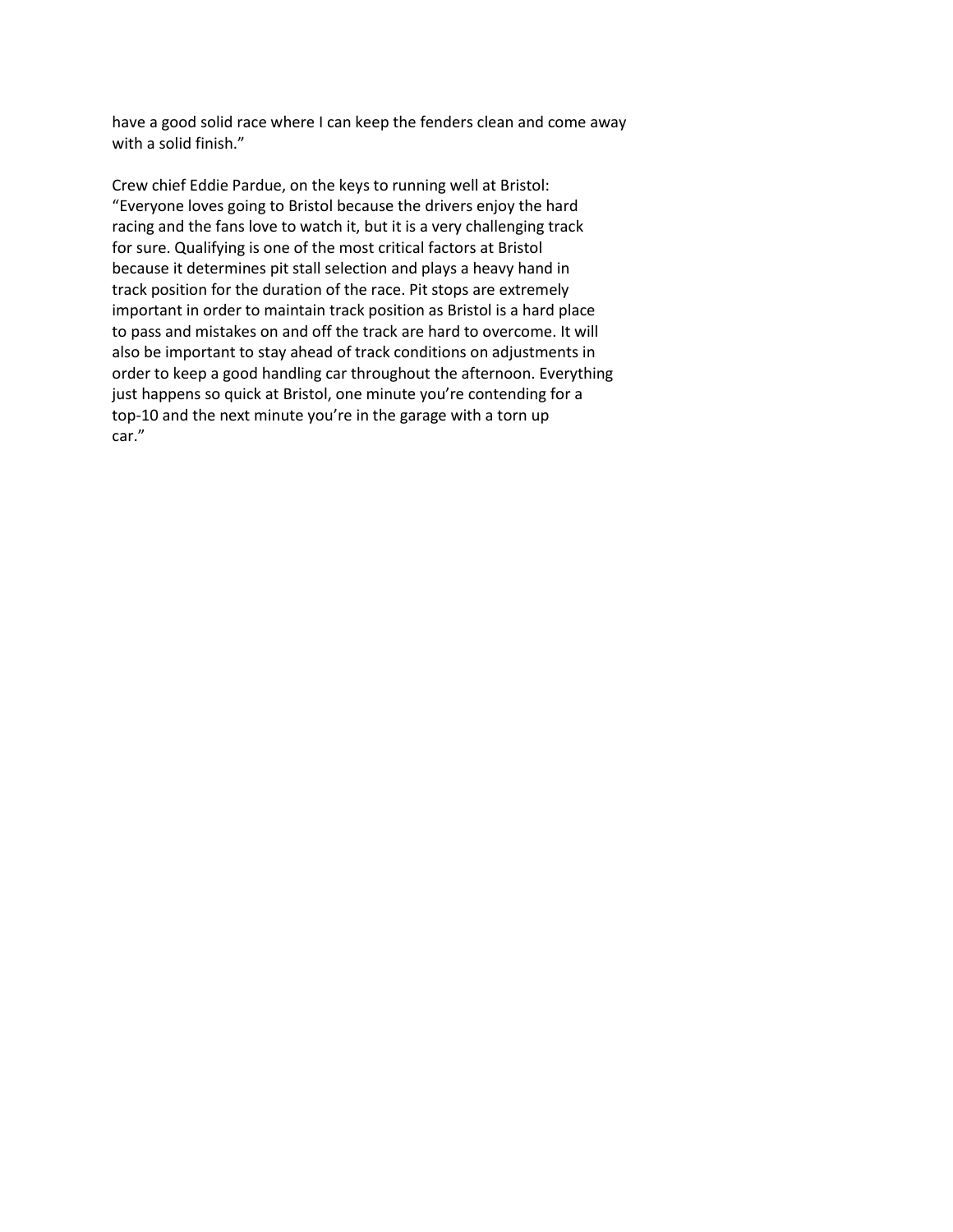have a good solid race where I can keep the fenders clean and come away with a solid finish."

Crew chief Eddie Pardue, on the keys to running well at Bristol:
"Everyone loves going to Bristol because the drivers enjoy the hard racing and the fans love to watch it, but it is a very challenging track for sure. Qualifying is one of the most critical factors at Bristol because it determines pit stall selection and plays a heavy hand in track position for the duration of the race. Pit stops are extremely important in order to maintain track position as Bristol is a hard place to pass and mistakes on and off the track are hard to overcome. It will also be important to stay ahead of track conditions on adjustments in order to keep a good handling car throughout the afternoon. Everything just happens so quick at Bristol, one minute you're contending for a top-10 and the next minute you're in the garage with a torn up car."